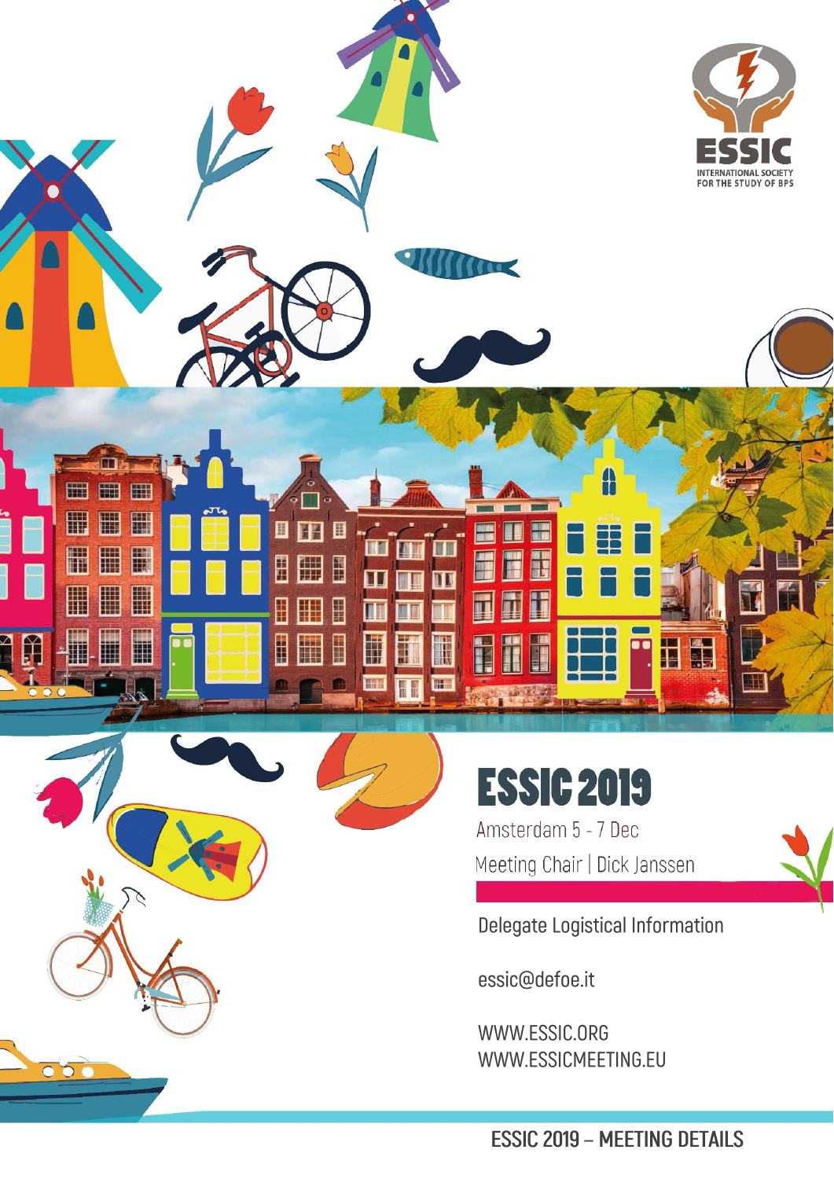ESSIC

INTERNATIONAL SOCIETY FOR THE STUDY OF BPS

# ESSIC 2019

Amsterdam 5 - 7 Dec

Meeting Chair | Dick Janssen

Delegate Logistical Information

essic@defoe.it

WWW.ESSIC.ORG
WWW.ESSICMEETING.EU

ESSIC 2019 – MEETING DETAILS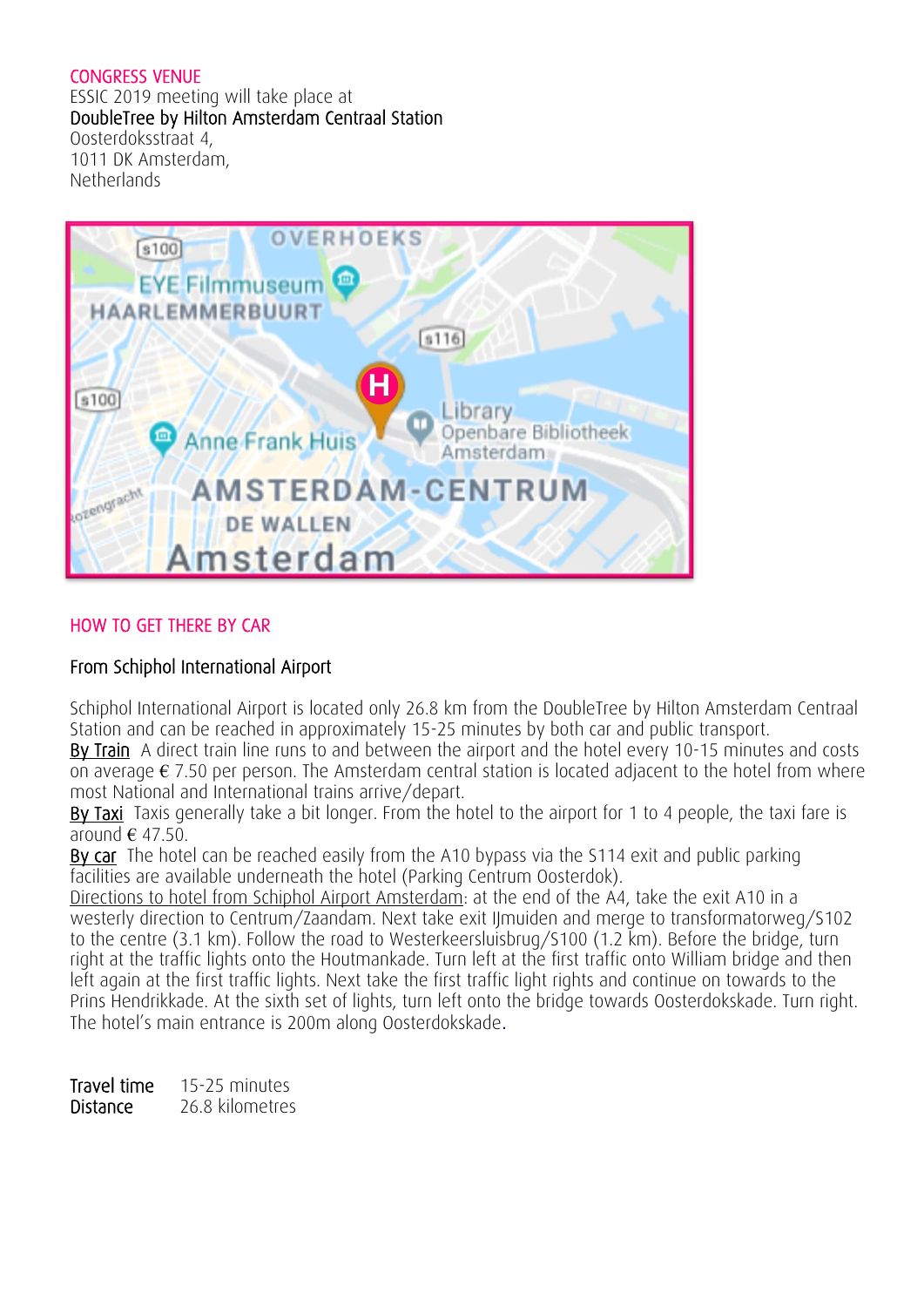## CONGRESS VENUE

ESSIC 2019 meeting will take place at
DoubleTree by Hilton Amsterdam Centraal Station
Oosterdoksstraat 4,
1011 DK Amsterdam,
Netherlands

## HOW TO GET THERE BY CAR

### From Schiphol International Airport

Schiphol International Airport is located only 26.8 km from the DoubleTree by Hilton Amsterdam Centraal Station and can be reached in approximately 15-25 minutes by both car and public transport.
By Train A direct train line runs to and between the airport and the hotel every 10-15 minutes and costs on average € 7.50 per person. The Amsterdam central station is located adjacent to the hotel from where most National and International trains arrive/depart.
By Taxi Taxis generally take a bit longer. From the hotel to the airport for 1 to 4 people, the taxi fare is around € 47.50.
By car The hotel can be reached easily from the A10 bypass via the S114 exit and public parking facilities are available underneath the hotel (Parking Centrum Oosterdok).
Directions to hotel from Schiphol Airport Amsterdam: at the end of the A4, take the exit A10 in a westerly direction to Centrum/Zaandam. Next take exit IJmuiden and merge to transformatorweg/S102 to the centre (3.1 km). Follow the road to Westerkeersluisbrug/S100 (1.2 km). Before the bridge, turn right at the traffic lights onto the Houtmankade. Turn left at the first traffic onto William bridge and then left again at the first traffic lights. Next take the first traffic light rights and continue on towards to the Prins Hendrikkade. At the sixth set of lights, turn left onto the bridge towards Oosterdokskade. Turn right. The hotel's main entrance is 200m along Oosterdokskade.

| | |
|---|---|
| Travel time | 15-25 minutes |
| Distance | 26.8 kilometres |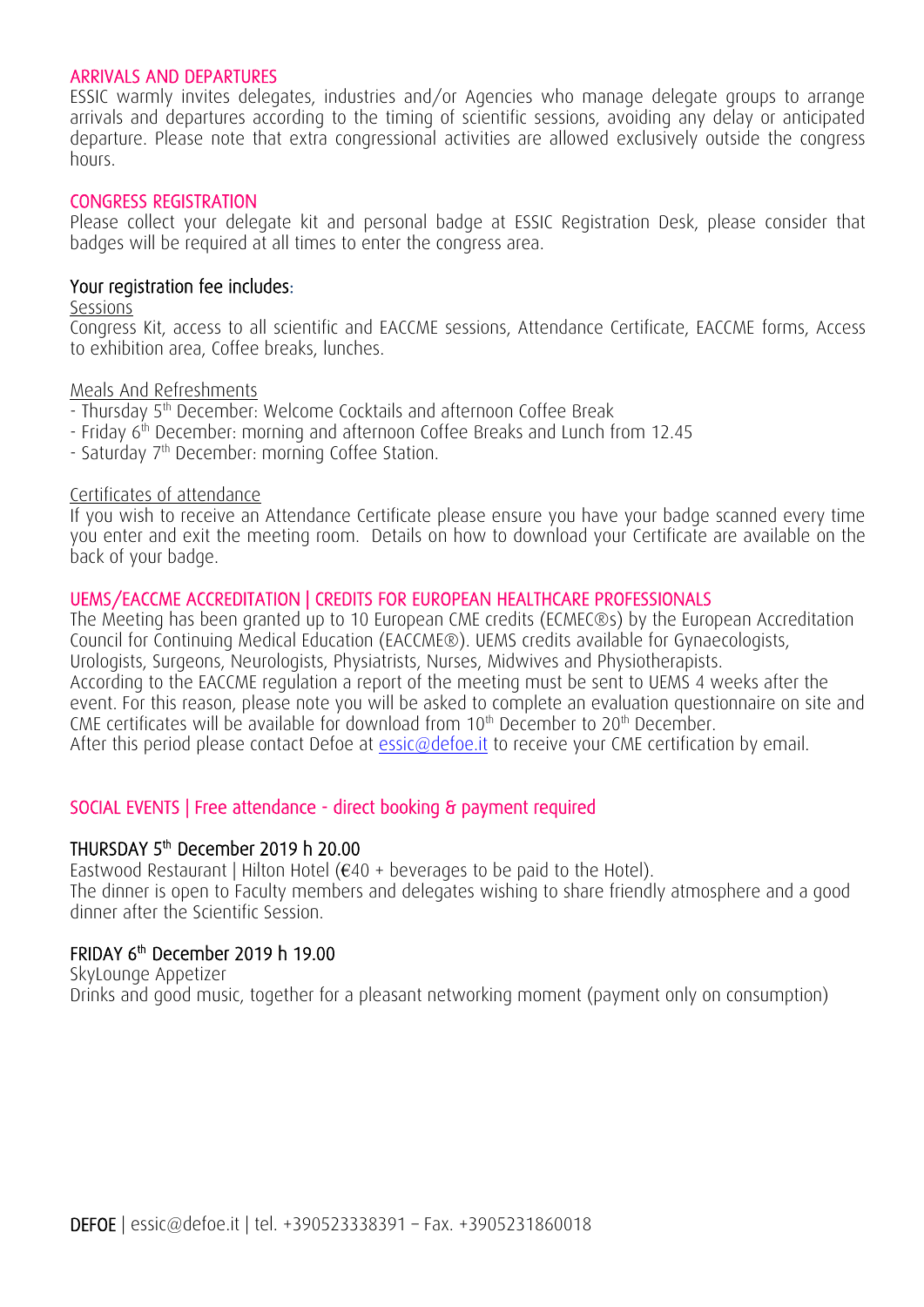## ARRIVALS AND DEPARTURES

ESSIC warmly invites delegates, industries and/or Agencies who manage delegate groups to arrange arrivals and departures according to the timing of scientific sessions, avoiding any delay or anticipated departure. Please note that extra congressional activities are allowed exclusively outside the congress hours.

## CONGRESS REGISTRATION

Please collect your delegate kit and personal badge at ESSIC Registration Desk, please consider that badges will be required at all times to enter the congress area.

### Your registration fee includes:

Sessions

Congress Kit, access to all scientific and EACCME sessions, Attendance Certificate, EACCME forms, Access to exhibition area, Coffee breaks, lunches.

Meals And Refreshments

- Thursday 5th December: Welcome Cocktails and afternoon Coffee Break
- Friday 6th December: morning and afternoon Coffee Breaks and Lunch from 12.45
- Saturday 7th December: morning Coffee Station.

Certificates of attendance

If you wish to receive an Attendance Certificate please ensure you have your badge scanned every time you enter and exit the meeting room. Details on how to download your Certificate are available on the back of your badge.

## UEMS/EACCME ACCREDITATION | CREDITS FOR EUROPEAN HEALTHCARE PROFESSIONALS

The Meeting has been granted up to 10 European CME credits (ECMEC®s) by the European Accreditation Council for Continuing Medical Education (EACCME®). UEMS credits available for Gynaecologists, Urologists, Surgeons, Neurologists, Physiatrists, Nurses, Midwives and Physiotherapists.
According to the EACCME regulation a report of the meeting must be sent to UEMS 4 weeks after the event. For this reason, please note you will be asked to complete an evaluation questionnaire on site and CME certificates will be available for download from 10th December to 20th December.
After this period please contact Defoe at essic@defoe.it to receive your CME certification by email.

## SOCIAL EVENTS | Free attendance - direct booking & payment required

### THURSDAY 5th December 2019 h 20.00

Eastwood Restaurant | Hilton Hotel (€40 + beverages to be paid to the Hotel).
The dinner is open to Faculty members and delegates wishing to share friendly atmosphere and a good dinner after the Scientific Session.

### FRIDAY 6th December 2019 h 19.00

SkyLounge Appetizer
Drinks and good music, together for a pleasant networking moment (payment only on consumption)

**DEFOE** | essic@defoe.it | tel. +390523338391 – Fax. +3905231860018